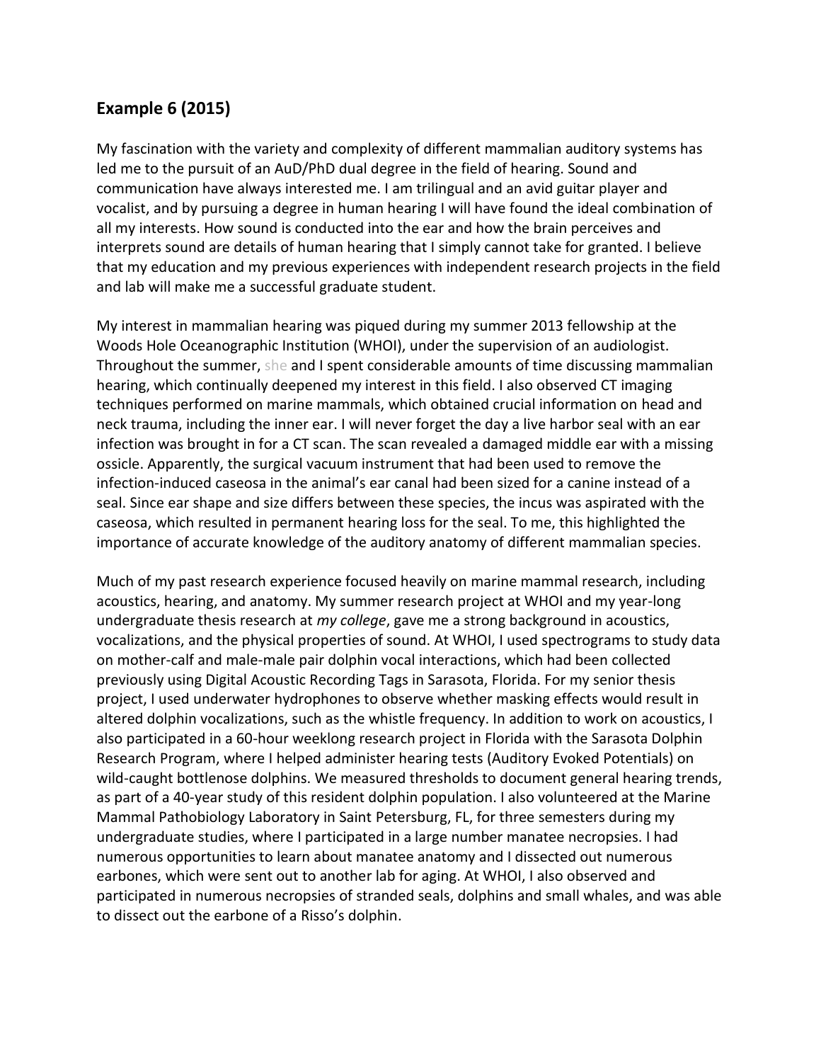## Example 6 (2015)

My fascination with the variety and complexity of different mammalian auditory systems has led me to the pursuit of an AuD/PhD dual degree in the field of hearing. Sound and communication have always interested me. I am trilingual and an avid guitar player and vocalist, and by pursuing a degree in human hearing I will have found the ideal combination of all my interests. How sound is conducted into the ear and how the brain perceives and interprets sound are details of human hearing that I simply cannot take for granted. I believe that my education and my previous experiences with independent research projects in the field and lab will make me a successful graduate student.

My interest in mammalian hearing was piqued during my summer 2013 fellowship at the Woods Hole Oceanographic Institution (WHOI), under the supervision of an audiologist. Throughout the summer, she and I spent considerable amounts of time discussing mammalian hearing, which continually deepened my interest in this field. I also observed CT imaging techniques performed on marine mammals, which obtained crucial information on head and neck trauma, including the inner ear. I will never forget the day a live harbor seal with an ear infection was brought in for a CT scan. The scan revealed a damaged middle ear with a missing ossicle. Apparently, the surgical vacuum instrument that had been used to remove the infection-induced caseosa in the animal's ear canal had been sized for a canine instead of a seal. Since ear shape and size differs between these species, the incus was aspirated with the caseosa, which resulted in permanent hearing loss for the seal. To me, this highlighted the importance of accurate knowledge of the auditory anatomy of different mammalian species.

Much of my past research experience focused heavily on marine mammal research, including acoustics, hearing, and anatomy. My summer research project at WHOI and my year-long undergraduate thesis research at *my college*, gave me a strong background in acoustics, vocalizations, and the physical properties of sound. At WHOI, I used spectrograms to study data on mother-calf and male-male pair dolphin vocal interactions, which had been collected previously using Digital Acoustic Recording Tags in Sarasota, Florida. For my senior thesis project, I used underwater hydrophones to observe whether masking effects would result in altered dolphin vocalizations, such as the whistle frequency. In addition to work on acoustics, I also participated in a 60-hour weeklong research project in Florida with the Sarasota Dolphin Research Program, where I helped administer hearing tests (Auditory Evoked Potentials) on wild-caught bottlenose dolphins. We measured thresholds to document general hearing trends, as part of a 40-year study of this resident dolphin population. I also volunteered at the Marine Mammal Pathobiology Laboratory in Saint Petersburg, FL, for three semesters during my undergraduate studies, where I participated in a large number manatee necropsies. I had numerous opportunities to learn about manatee anatomy and I dissected out numerous earbones, which were sent out to another lab for aging. At WHOI, I also observed and participated in numerous necropsies of stranded seals, dolphins and small whales, and was able to dissect out the earbone of a Risso's dolphin.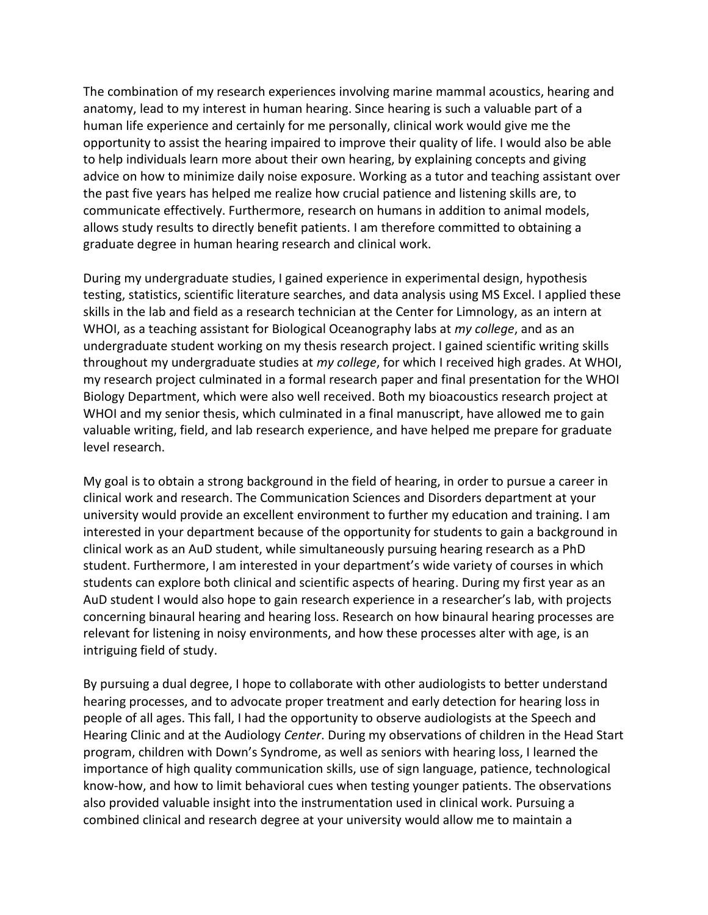The combination of my research experiences involving marine mammal acoustics, hearing and anatomy, lead to my interest in human hearing. Since hearing is such a valuable part of a human life experience and certainly for me personally, clinical work would give me the opportunity to assist the hearing impaired to improve their quality of life. I would also be able to help individuals learn more about their own hearing, by explaining concepts and giving advice on how to minimize daily noise exposure. Working as a tutor and teaching assistant over the past five years has helped me realize how crucial patience and listening skills are, to communicate effectively. Furthermore, research on humans in addition to animal models, allows study results to directly benefit patients. I am therefore committed to obtaining a graduate degree in human hearing research and clinical work.

During my undergraduate studies, I gained experience in experimental design, hypothesis testing, statistics, scientific literature searches, and data analysis using MS Excel. I applied these skills in the lab and field as a research technician at the Center for Limnology, as an intern at WHOI, as a teaching assistant for Biological Oceanography labs at *my college*, and as an undergraduate student working on my thesis research project. I gained scientific writing skills throughout my undergraduate studies at *my college*, for which I received high grades. At WHOI, my research project culminated in a formal research paper and final presentation for the WHOI Biology Department, which were also well received. Both my bioacoustics research project at WHOI and my senior thesis, which culminated in a final manuscript, have allowed me to gain valuable writing, field, and lab research experience, and have helped me prepare for graduate level research.

My goal is to obtain a strong background in the field of hearing, in order to pursue a career in clinical work and research. The Communication Sciences and Disorders department at your university would provide an excellent environment to further my education and training. I am interested in your department because of the opportunity for students to gain a background in clinical work as an AuD student, while simultaneously pursuing hearing research as a PhD student. Furthermore, I am interested in your department's wide variety of courses in which students can explore both clinical and scientific aspects of hearing. During my first year as an AuD student I would also hope to gain research experience in a researcher's lab, with projects concerning binaural hearing and hearing loss. Research on how binaural hearing processes are relevant for listening in noisy environments, and how these processes alter with age, is an intriguing field of study.

By pursuing a dual degree, I hope to collaborate with other audiologists to better understand hearing processes, and to advocate proper treatment and early detection for hearing loss in people of all ages. This fall, I had the opportunity to observe audiologists at the Speech and Hearing Clinic and at the Audiology *Center*. During my observations of children in the Head Start program, children with Down's Syndrome, as well as seniors with hearing loss, I learned the importance of high quality communication skills, use of sign language, patience, technological know-how, and how to limit behavioral cues when testing younger patients. The observations also provided valuable insight into the instrumentation used in clinical work. Pursuing a combined clinical and research degree at your university would allow me to maintain a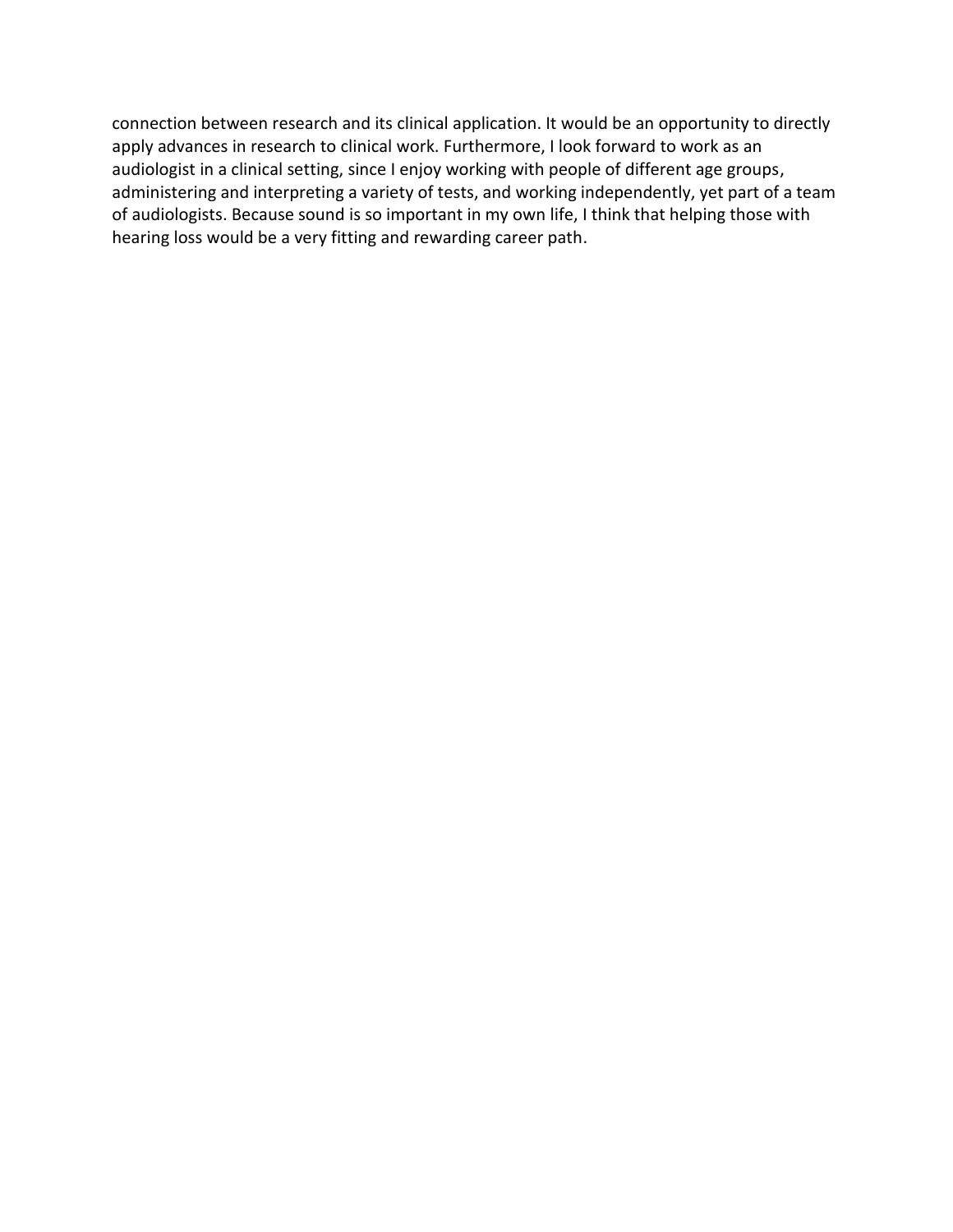connection between research and its clinical application. It would be an opportunity to directly apply advances in research to clinical work. Furthermore, I look forward to work as an audiologist in a clinical setting, since I enjoy working with people of different age groups, administering and interpreting a variety of tests, and working independently, yet part of a team of audiologists. Because sound is so important in my own life, I think that helping those with hearing loss would be a very fitting and rewarding career path.